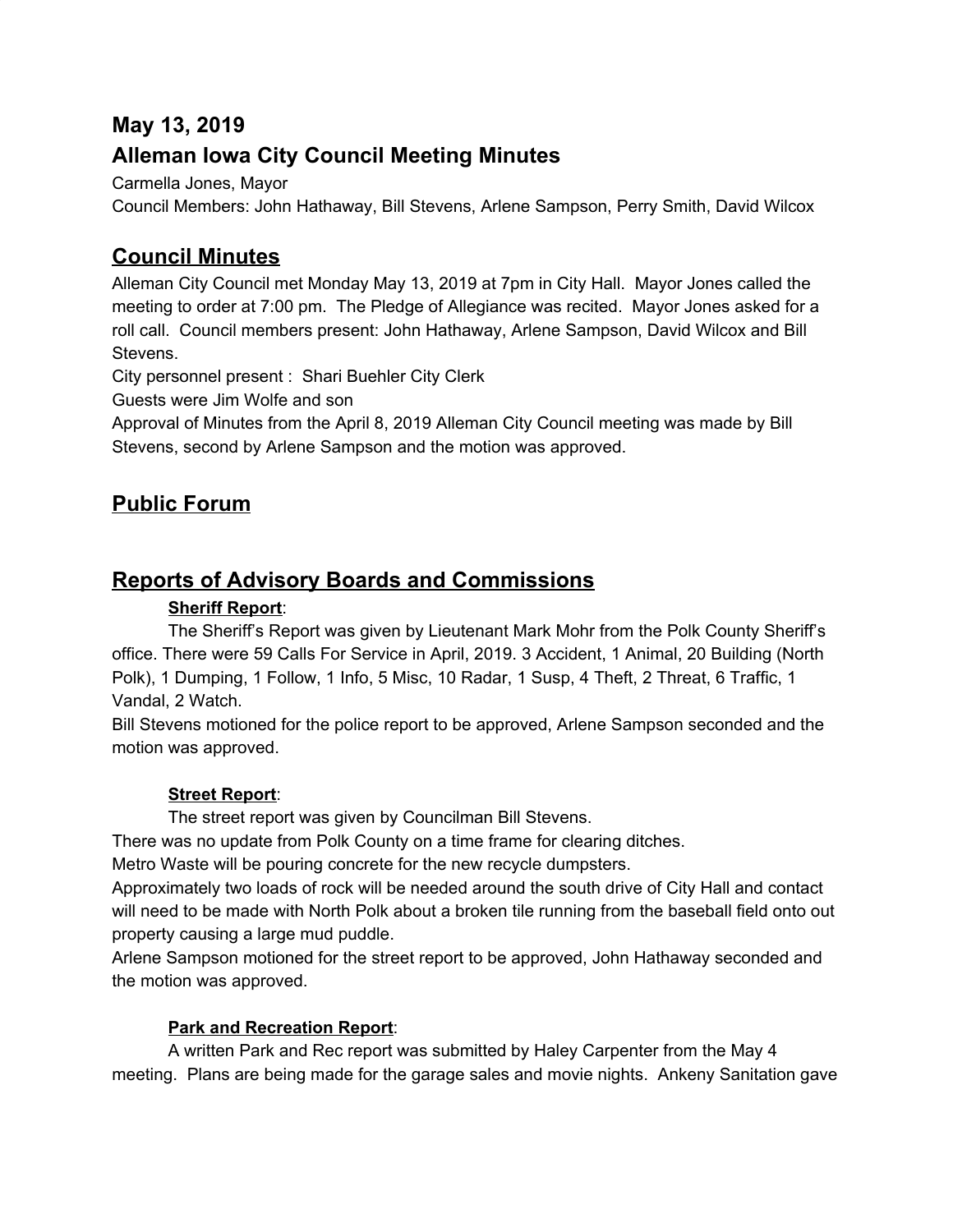## May 13, 2019

## Alleman Iowa City Council Meeting Minutes

Carmella Jones, Mayor

Council Members: John Hathaway, Bill Stevens, Arlene Sampson, Perry Smith, David Wilcox

# Council Minutes

Alleman City Council met Monday May 13, 2019 at 7pm in City Hall. Mayor Jones called the meeting to order at 7:00 pm. The Pledge of Allegiance was recited. Mayor Jones asked for a roll call. Council members present: John Hathaway, Arlene Sampson, David Wilcox and Bill Stevens.

City personnel present : Shari Buehler City Clerk

Guests were Jim Wolfe and son

Approval of Minutes from the April 8, 2019 Alleman City Council meeting was made by Bill Stevens, second by Arlene Sampson and the motion was approved.

# Public Forum

# Reports of Advisory Boards and Commissions

### Sheriff Report:

The Sheriff's Report was given by Lieutenant Mark Mohr from the Polk County Sheriff's office. There were 59 Calls For Service in April, 2019. 3 Accident, 1 Animal, 20 Building (North Polk), 1 Dumping, 1 Follow, 1 Info, 5 Misc, 10 Radar, 1 Susp, 4 Theft, 2 Threat, 6 Traffic, 1 Vandal, 2 Watch.

Bill Stevens motioned for the police report to be approved, Arlene Sampson seconded and the motion was approved.

### Street Report:

The street report was given by Councilman Bill Stevens.

There was no update from Polk County on a time frame for clearing ditches.

Metro Waste will be pouring concrete for the new recycle dumpsters.

Approximately two loads of rock will be needed around the south drive of City Hall and contact will need to be made with North Polk about a broken tile running from the baseball field onto out property causing a large mud puddle.

Arlene Sampson motioned for the street report to be approved, John Hathaway seconded and the motion was approved.

### Park and Recreation Report:

A written Park and Rec report was submitted by Haley Carpenter from the May 4 meeting. Plans are being made for the garage sales and movie nights. Ankeny Sanitation gave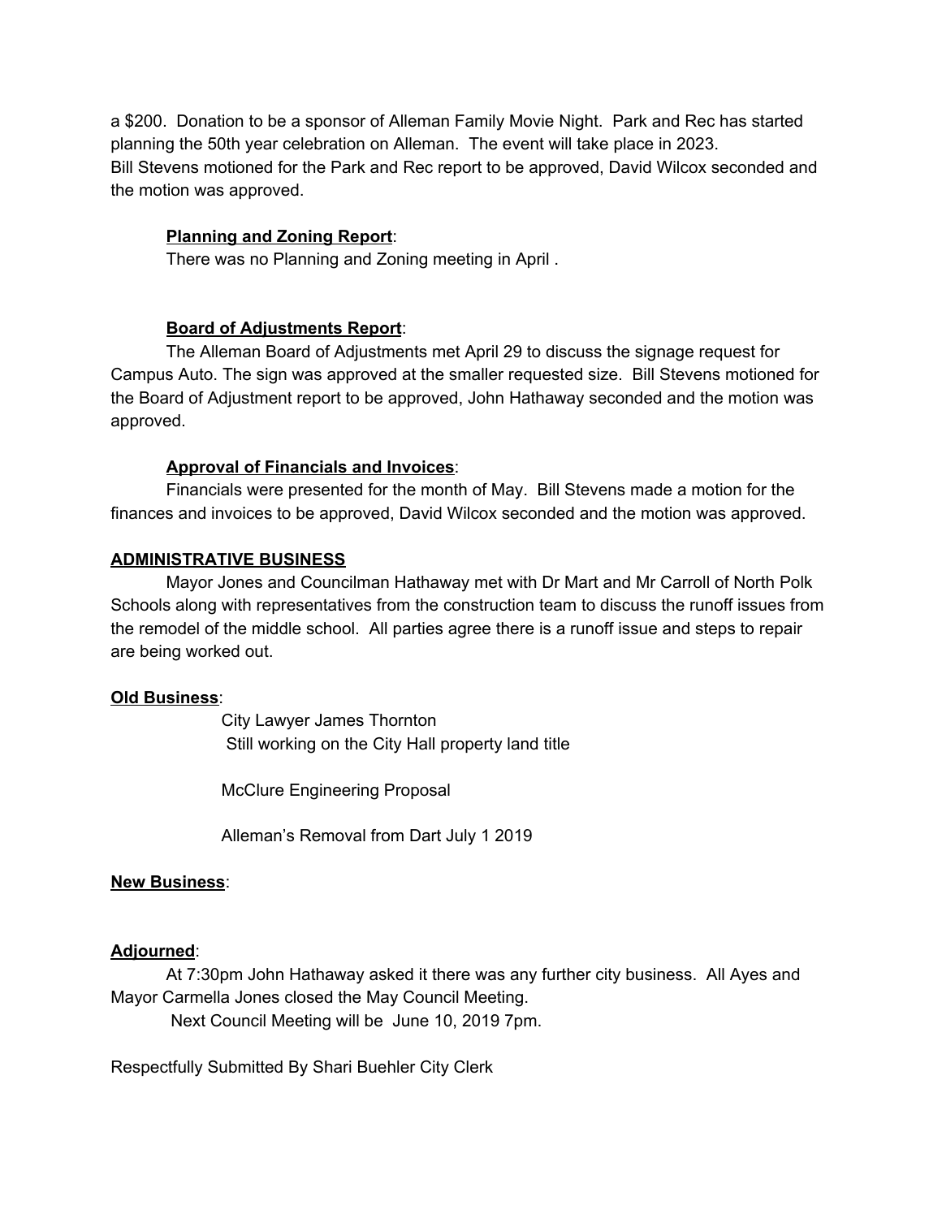a $200.  Donation to be a sponsor of Alleman Family Movie Night.  Park and Rec has started planning the 50th year celebration on Alleman.  The event will take place in 2023.
Bill Stevens motioned for the Park and Rec report to be approved, David Wilcox seconded and the motion was approved.

**Planning and Zoning Report**:

There was no Planning and Zoning meeting in April .

**Board of Adjustments Report**:

The Alleman Board of Adjustments met April 29 to discuss the signage request for Campus Auto. The sign was approved at the smaller requested size.  Bill Stevens motioned for the Board of Adjustment report to be approved, John Hathaway seconded and the motion was approved.

**Approval of Financials and Invoices**:

Financials were presented for the month of May.  Bill Stevens made a motion for the finances and invoices to be approved, David Wilcox seconded and the motion was approved.

**ADMINISTRATIVE BUSINESS**

Mayor Jones and Councilman Hathaway met with Dr Mart and Mr Carroll of North Polk Schools along with representatives from the construction team to discuss the runoff issues from the remodel of the middle school.  All parties agree there is a runoff issue and steps to repair are being worked out.

**Old Business**:

City Lawyer James Thornton
Still working on the City Hall property land title

McClure Engineering Proposal

Alleman's Removal from Dart July 1 2019

**New Business**:

**Adjourned**:

At 7:30pm John Hathaway asked it there was any further city business.  All Ayes and Mayor Carmella Jones closed the May Council Meeting.

Next Council Meeting will be  June 10, 2019 7pm.

Respectfully Submitted By Shari Buehler City Clerk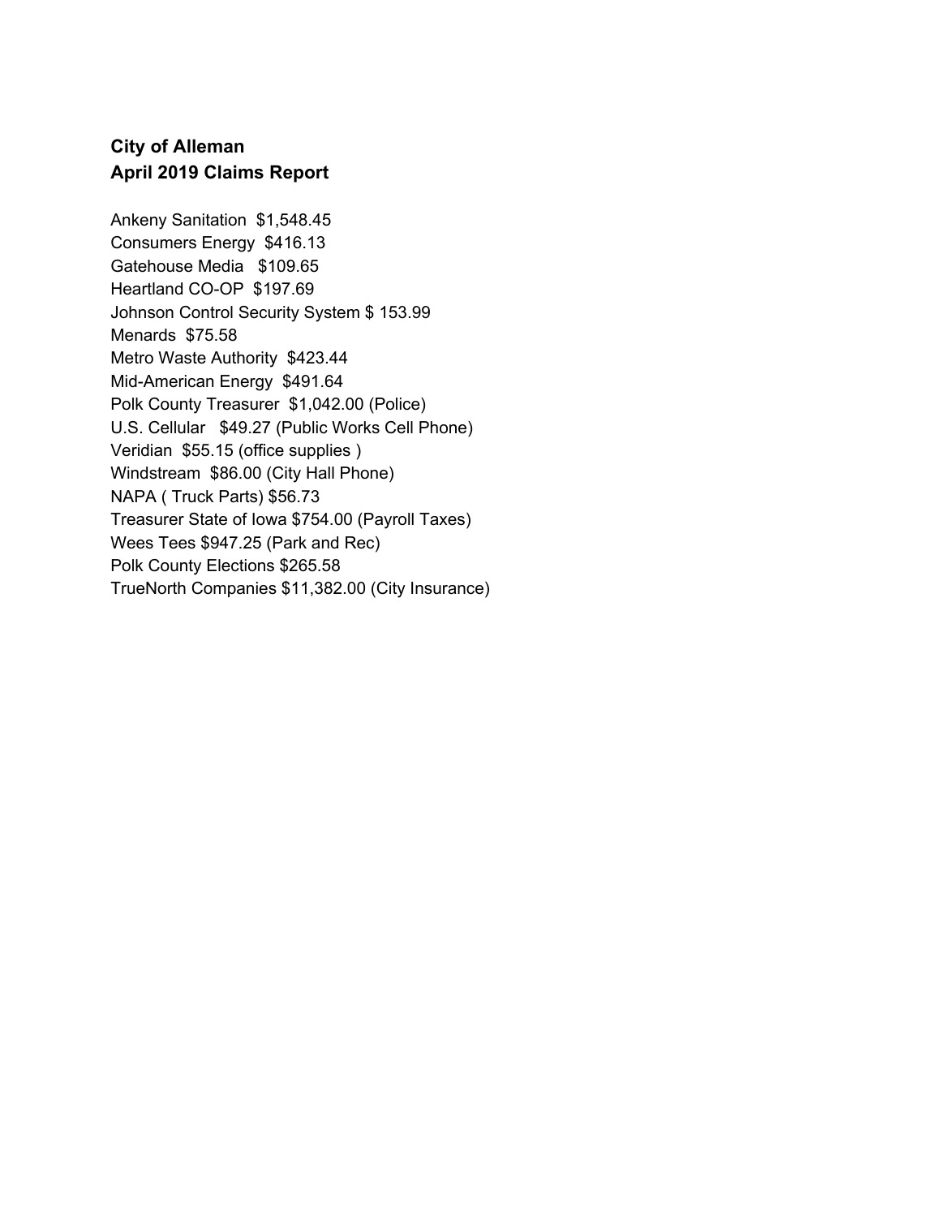**City of Alleman**
**April 2019 Claims Report**

Ankeny Sanitation $1,548.45
Consumers Energy $416.13
Gatehouse Media $109.65
Heartland CO-OP $197.69
Johnson Control Security System $ 153.99
Menards $75.58
Metro Waste Authority $423.44
Mid-American Energy $491.64
Polk County Treasurer $1,042.00 (Police)
U.S. Cellular $49.27 (Public Works Cell Phone)
Veridian $55.15 (office supplies )
Windstream $86.00 (City Hall Phone)
NAPA ( Truck Parts) $56.73
Treasurer State of Iowa $754.00 (Payroll Taxes)
Wees Tees $947.25 (Park and Rec)
Polk County Elections $265.58
TrueNorth Companies $11,382.00 (City Insurance)